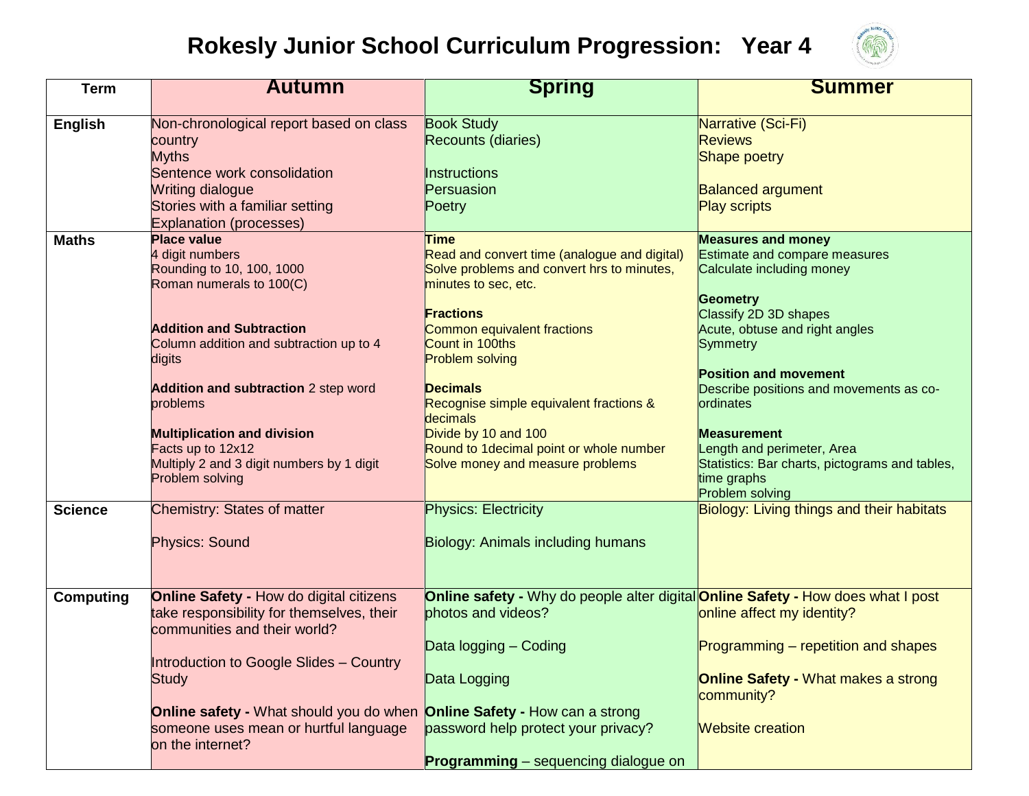# Rokesly Junior School Curriculum Progression: Year 4

| Term | Autumn | Spring | Summer |
|---|---|---|---|
| **English** | Non-chronological report based on class country<br>Myths<br>Sentence work consolidation<br>Writing dialogue<br>Stories with a familiar setting<br>Explanation (processes) | Book Study<br>Recounts (diaries)<br><br>Instructions<br>Persuasion<br>Poetry | Narrative (Sci-Fi)<br>Reviews<br>Shape poetry<br><br>Balanced argument<br>Play scripts |
| **Maths** | **Place value**<br>4 digit numbers<br>Rounding to 10, 100, 1000<br>Roman numerals to 100(C)<br><br>**Addition and Subtraction**<br>Column addition and subtraction up to 4 digits<br><br>**Addition and subtraction** 2 step word problems<br><br>**Multiplication and division**<br>Facts up to 12x12<br>Multiply 2 and 3 digit numbers by 1 digit<br>Problem solving | **Time**<br>Read and convert time (analogue and digital)<br>Solve problems and convert hrs to minutes, minutes to sec, etc.<br><br>**Fractions**<br>Common equivalent fractions<br>Count in 100ths<br>Problem solving<br><br>**Decimals**<br>Recognise simple equivalent fractions & decimals<br>Divide by 10 and 100<br>Round to 1decimal point or whole number<br>Solve money and measure problems | **Measures and money**<br>Estimate and compare measures<br>Calculate including money<br><br>**Geometry**<br>Classify 2D 3D shapes<br>Acute, obtuse and right angles<br>Symmetry<br><br>**Position and movement**<br>Describe positions and movements as co-ordinates<br><br>**Measurement**<br>Length and perimeter, Area<br>Statistics: Bar charts, pictograms and tables, time graphs<br>Problem solving |
| **Science** | Chemistry: States of matter<br><br>Physics: Sound | Physics: Electricity<br><br>Biology: Animals including humans | Biology: Living things and their habitats |
| **Computing** | **Online Safety -** How do digital citizens take responsibility for themselves, their communities and their world?<br><br>Introduction to Google Slides – Country Study<br><br>**Online safety -** What should you do when someone uses mean or hurtful language on the internet? | **Online safety -** Why do people alter digital photos and videos?<br><br>Data logging – Coding<br><br>Data Logging<br><br>**Online Safety -** How can a strong password help protect your privacy?<br><br>**Programming** – sequencing dialogue on | **Online Safety -** How does what I post online affect my identity?<br><br>Programming – repetition and shapes<br><br>**Online Safety -** What makes a strong community?<br><br>Website creation |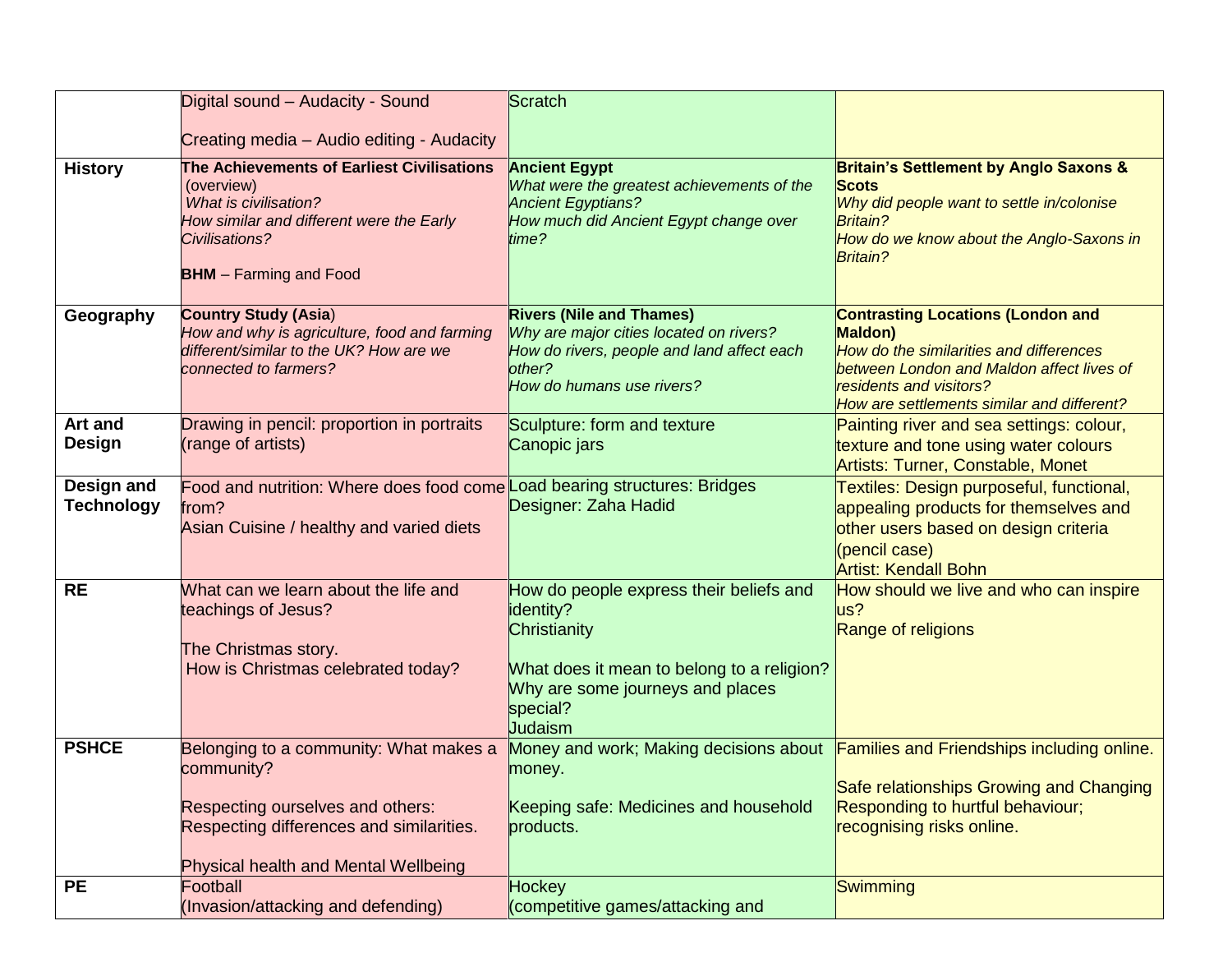| | | | |
|---|---|---|---|
| | Digital sound – Audacity - Sound<br><br>Creating media – Audio editing - Audacity | Scratch | |
| **History** | **The Achievements of Earliest Civilisations** (overview)<br>*What is civilisation?*<br>*How similar and different were the Early Civilisations?*<br><br>**BHM** – Farming and Food | **Ancient Egypt**<br>*What were the greatest achievements of the Ancient Egyptians?*<br>*How much did Ancient Egypt change over time?* | **Britain's Settlement by Anglo Saxons & Scots**<br>*Why did people want to settle in/colonise Britain?*<br>*How do we know about the Anglo-Saxons in Britain?* |
| **Geography** | **Country Study (Asia)**<br>*How and why is agriculture, food and farming different/similar to the UK? How are we connected to farmers?* | **Rivers (Nile and Thames)**<br>*Why are major cities located on rivers?*<br>*How do rivers, people and land affect each other?*<br>*How do humans use rivers?* | **Contrasting Locations (London and Maldon)**<br>*How do the similarities and differences between London and Maldon affect lives of residents and visitors?*<br>*How are settlements similar and different?* |
| **Art and Design** | Drawing in pencil: proportion in portraits (range of artists) | Sculpture: form and texture<br>Canopic jars | Painting river and sea settings: colour, texture and tone using water colours<br>Artists: Turner, Constable, Monet |
| **Design and Technology** | Food and nutrition: Where does food come from?<br>Asian Cuisine / healthy and varied diets | Load bearing structures: Bridges<br>Designer: Zaha Hadid | Textiles: Design purposeful, functional, appealing products for themselves and other users based on design criteria (pencil case)<br>Artist: Kendall Bohn |
| **RE** | What can we learn about the life and teachings of Jesus?<br><br>The Christmas story.<br>How is Christmas celebrated today? | How do people express their beliefs and identity?<br>Christianity<br><br>What does it mean to belong to a religion? Why are some journeys and places special?<br>Judaism | How should we live and who can inspire us?<br>Range of religions |
| **PSHCE** | Belonging to a community: What makes a community?<br><br>Respecting ourselves and others: Respecting differences and similarities.<br><br>Physical health and Mental Wellbeing | Money and work; Making decisions about money.<br><br>Keeping safe: Medicines and household products. | Families and Friendships including online.<br><br>Safe relationships Growing and Changing Responding to hurtful behaviour; recognising risks online. |
| **PE** | Football<br>(Invasion/attacking and defending) | Hockey<br>(competitive games/attacking and | Swimming |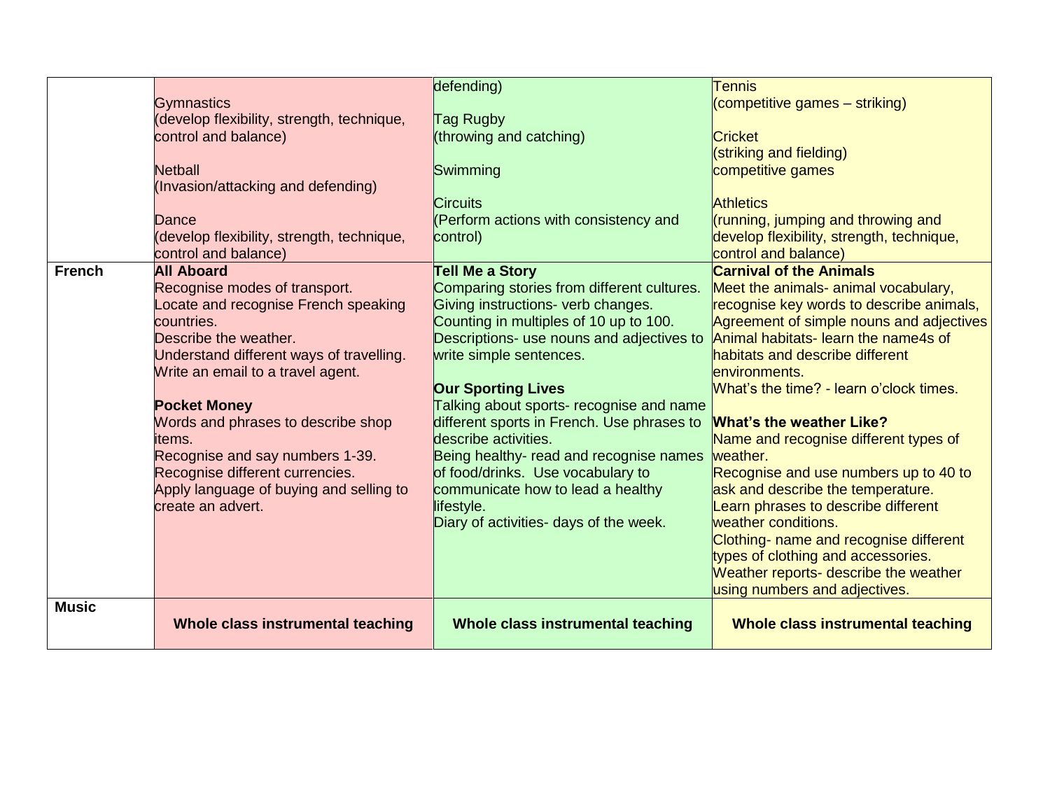| | | | |
|---|---|---|---|
| | Gymnastics<br>(develop flexibility, strength, technique, control and balance)<br><br>Netball<br>(Invasion/attacking and defending)<br><br>Dance<br>(develop flexibility, strength, technique, control and balance) | defending)<br><br>Tag Rugby<br>(throwing and catching)<br><br>Swimming<br><br>Circuits<br>(Perform actions with consistency and control) | Tennis<br>(competitive games – striking)<br><br>Cricket<br>(striking and fielding)<br>competitive games<br><br>Athletics<br>(running, jumping and throwing and develop flexibility, strength, technique, control and balance) |
| **French** | **All Aboard**<br>Recognise modes of transport.<br>Locate and recognise French speaking countries.<br>Describe the weather.<br>Understand different ways of travelling.<br>Write an email to a travel agent.<br><br>**Pocket Money**<br>Words and phrases to describe shop items.<br>Recognise and say numbers 1-39.<br>Recognise different currencies.<br>Apply language of buying and selling to create an advert. | **Tell Me a Story**<br>Comparing stories from different cultures.<br>Giving instructions- verb changes.<br>Counting in multiples of 10 up to 100.<br>Descriptions- use nouns and adjectives to write simple sentences.<br><br>**Our Sporting Lives**<br>Talking about sports- recognise and name different sports in French. Use phrases to describe activities.<br>Being healthy- read and recognise names of food/drinks. Use vocabulary to communicate how to lead a healthy lifestyle.<br>Diary of activities- days of the week. | **Carnival of the Animals**<br>Meet the animals- animal vocabulary, recognise key words to describe animals, Agreement of simple nouns and adjectives<br>Animal habitats- learn the name4s of habitats and describe different environments.<br>What's the time? - learn o'clock times.<br><br>**What's the weather Like?**<br>Name and recognise different types of weather.<br>Recognise and use numbers up to 40 to ask and describe the temperature.<br>Learn phrases to describe different weather conditions.<br>Clothing- name and recognise different types of clothing and accessories.<br>Weather reports- describe the weather using numbers and adjectives. |
| **Music** | **Whole class instrumental teaching** | **Whole class instrumental teaching** | **Whole class instrumental teaching** |